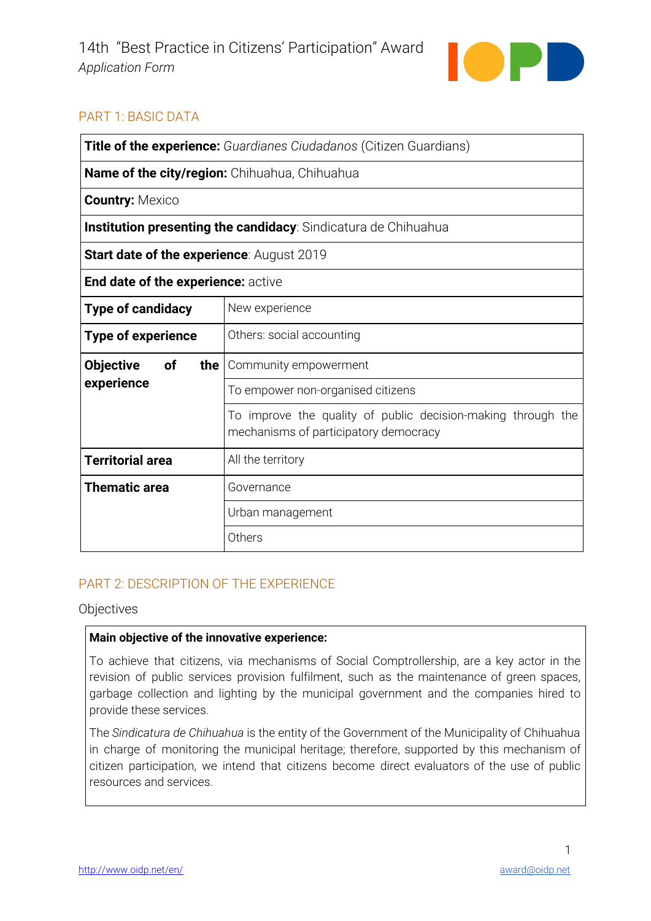# 14th "Best Practice in Citizens' Participation" Award

*Application Form*

## PART 1: BASIC DATA

| | |
|---|---|
| **Title of the experience:** *Guardianes Ciudadanos* (Citizen Guardians) | |
| **Name of the city/region:** Chihuahua, Chihuahua | |
| **Country:** Mexico | |
| **Institution presenting the candidacy**: Sindicatura de Chihuahua | |
| **Start date of the experience**: August 2019 | |
| **End date of the experience:** active | |
| **Type of candidacy** | New experience |
| **Type of experience** | Others: social accounting |
| **Objective of the experience** | Community empowerment |
| | To empower non-organised citizens |
| | To improve the quality of public decision-making through the mechanisms of participatory democracy |
| **Territorial area** | All the territory |
| **Thematic area** | Governance |
| | Urban management |
| | Others |

## PART 2: DESCRIPTION OF THE EXPERIENCE

### Objectives

**Main objective of the innovative experience:**

To achieve that citizens, via mechanisms of Social Comptrollership, are a key actor in the revision of public services provision fulfilment, such as the maintenance of green spaces, garbage collection and lighting by the municipal government and the companies hired to provide these services.

The *Sindicatura de Chihuahua* is the entity of the Government of the Municipality of Chihuahua in charge of monitoring the municipal heritage; therefore, supported by this mechanism of citizen participation, we intend that citizens become direct evaluators of the use of public resources and services.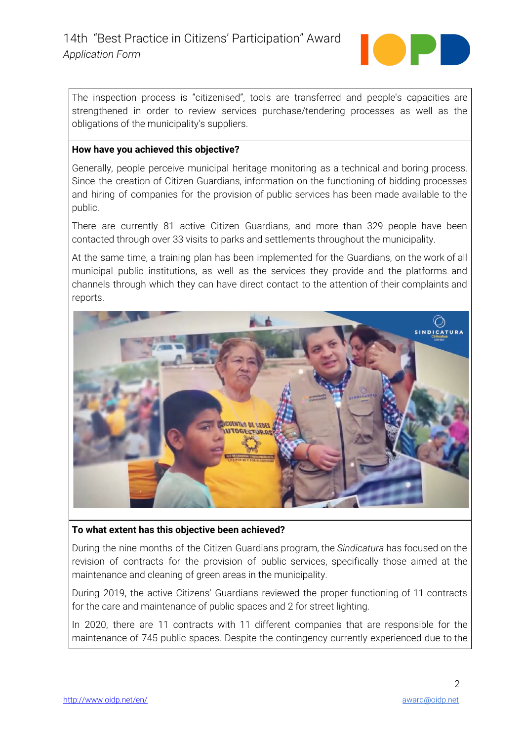The inspection process is "citizenised", tools are transferred and people's capacities are strengthened in order to review services purchase/tendering processes as well as the obligations of the municipality's suppliers.

**How have you achieved this objective?**

Generally, people perceive municipal heritage monitoring as a technical and boring process. Since the creation of Citizen Guardians, information on the functioning of bidding processes and hiring of companies for the provision of public services has been made available to the public.

There are currently 81 active Citizen Guardians, and more than 329 people have been contacted through over 33 visits to parks and settlements throughout the municipality.

At the same time, a training plan has been implemented for the Guardians, on the work of all municipal public institutions, as well as the services they provide and the platforms and channels through which they can have direct contact to the attention of their complaints and reports.

**To what extent has this objective been achieved?**

During the nine months of the Citizen Guardians program, the *Sindicatura* has focused on the revision of contracts for the provision of public services, specifically those aimed at the maintenance and cleaning of green areas in the municipality.

During 2019, the active Citizens' Guardians reviewed the proper functioning of 11 contracts for the care and maintenance of public spaces and 2 for street lighting.

In 2020, there are 11 contracts with 11 different companies that are responsible for the maintenance of 745 public spaces. Despite the contingency currently experienced due to the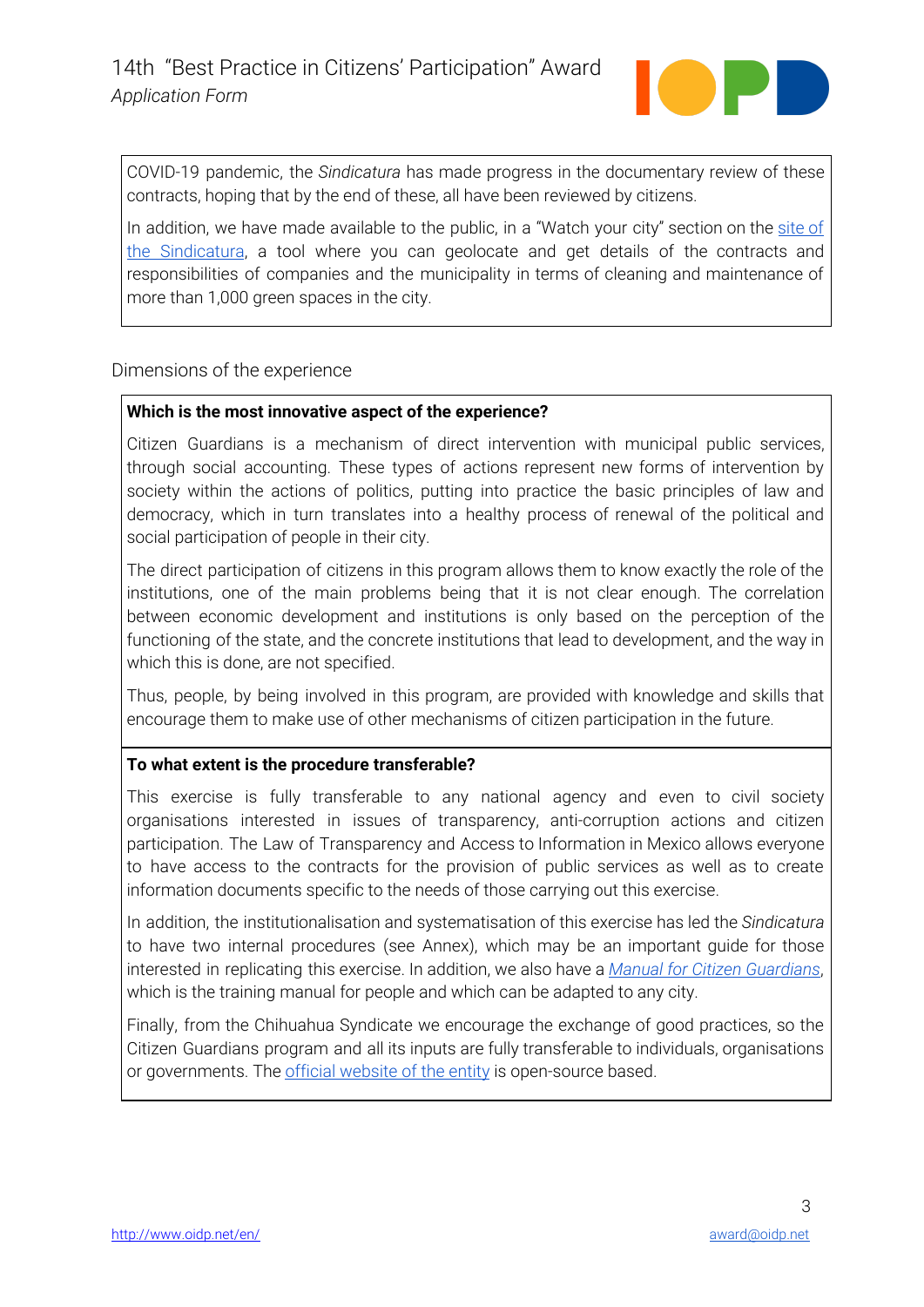COVID-19 pandemic, the *Sindicatura* has made progress in the documentary review of these contracts, hoping that by the end of these, all have been reviewed by citizens.

In addition, we have made available to the public, in a "Watch your city" section on the site of the Sindicatura, a tool where you can geolocate and get details of the contracts and responsibilities of companies and the municipality in terms of cleaning and maintenance of more than 1,000 green spaces in the city.

## Dimensions of the experience

**Which is the most innovative aspect of the experience?**

Citizen Guardians is a mechanism of direct intervention with municipal public services, through social accounting. These types of actions represent new forms of intervention by society within the actions of politics, putting into practice the basic principles of law and democracy, which in turn translates into a healthy process of renewal of the political and social participation of people in their city.

The direct participation of citizens in this program allows them to know exactly the role of the institutions, one of the main problems being that it is not clear enough. The correlation between economic development and institutions is only based on the perception of the functioning of the state, and the concrete institutions that lead to development, and the way in which this is done, are not specified.

Thus, people, by being involved in this program, are provided with knowledge and skills that encourage them to make use of other mechanisms of citizen participation in the future.

**To what extent is the procedure transferable?**

This exercise is fully transferable to any national agency and even to civil society organisations interested in issues of transparency, anti-corruption actions and citizen participation. The Law of Transparency and Access to Information in Mexico allows everyone to have access to the contracts for the provision of public services as well as to create information documents specific to the needs of those carrying out this exercise.

In addition, the institutionalisation and systematisation of this exercise has led the *Sindicatura* to have two internal procedures (see Annex), which may be an important guide for those interested in replicating this exercise. In addition, we also have a *Manual for Citizen Guardians*, which is the training manual for people and which can be adapted to any city.

Finally, from the Chihuahua Syndicate we encourage the exchange of good practices, so the Citizen Guardians program and all its inputs are fully transferable to individuals, organisations or governments. The official website of the entity is open-source based.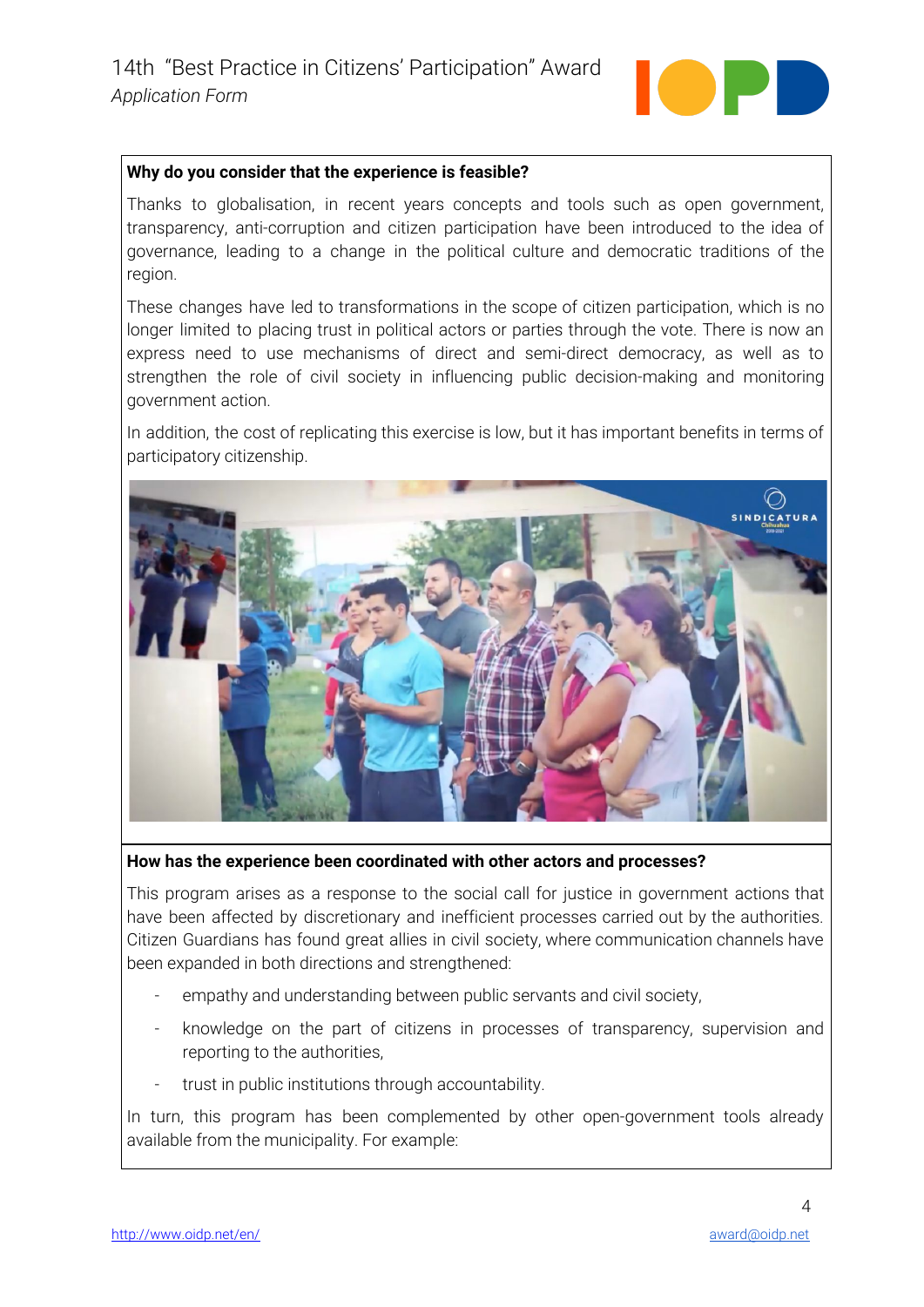**Why do you consider that the experience is feasible?**

Thanks to globalisation, in recent years concepts and tools such as open government, transparency, anti-corruption and citizen participation have been introduced to the idea of governance, leading to a change in the political culture and democratic traditions of the region.

These changes have led to transformations in the scope of citizen participation, which is no longer limited to placing trust in political actors or parties through the vote. There is now an express need to use mechanisms of direct and semi-direct democracy, as well as to strengthen the role of civil society in influencing public decision-making and monitoring government action.

In addition, the cost of replicating this exercise is low, but it has important benefits in terms of participatory citizenship.

**How has the experience been coordinated with other actors and processes?**

This program arises as a response to the social call for justice in government actions that have been affected by discretionary and inefficient processes carried out by the authorities. Citizen Guardians has found great allies in civil society, where communication channels have been expanded in both directions and strengthened:

- empathy and understanding between public servants and civil society,
- knowledge on the part of citizens in processes of transparency, supervision and reporting to the authorities,
- trust in public institutions through accountability.

In turn, this program has been complemented by other open-government tools already available from the municipality. For example: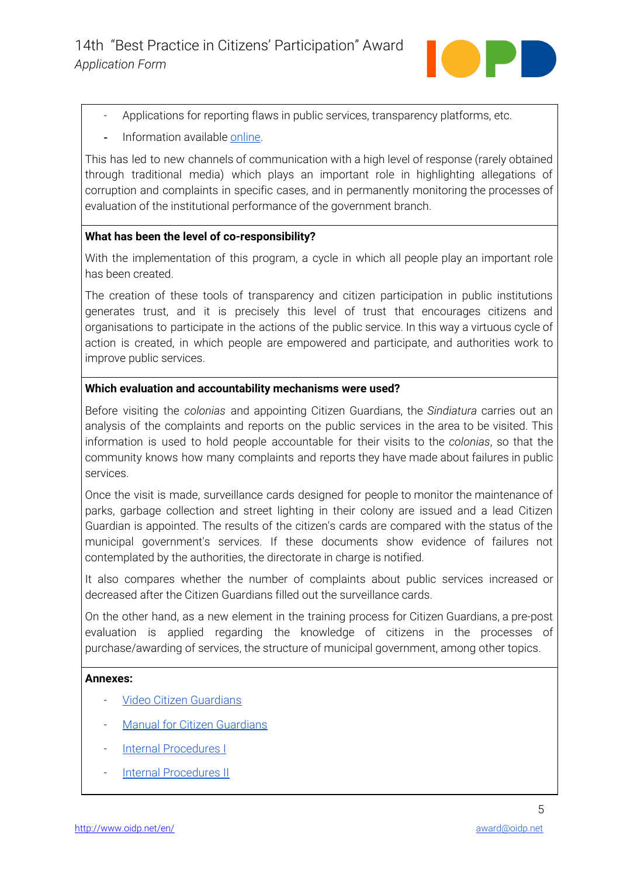- Applications for reporting flaws in public services, transparency platforms, etc.
- Information available online.

This has led to new channels of communication with a high level of response (rarely obtained through traditional media) which plays an important role in highlighting allegations of corruption and complaints in specific cases, and in permanently monitoring the processes of evaluation of the institutional performance of the government branch.

**What has been the level of co-responsibility?**

With the implementation of this program, a cycle in which all people play an important role has been created.

The creation of these tools of transparency and citizen participation in public institutions generates trust, and it is precisely this level of trust that encourages citizens and organisations to participate in the actions of the public service. In this way a virtuous cycle of action is created, in which people are empowered and participate, and authorities work to improve public services.

**Which evaluation and accountability mechanisms were used?**

Before visiting the *colonias* and appointing Citizen Guardians, the *Sindiatura* carries out an analysis of the complaints and reports on the public services in the area to be visited. This information is used to hold people accountable for their visits to the *colonias*, so that the community knows how many complaints and reports they have made about failures in public services.

Once the visit is made, surveillance cards designed for people to monitor the maintenance of parks, garbage collection and street lighting in their colony are issued and a lead Citizen Guardian is appointed. The results of the citizen's cards are compared with the status of the municipal government's services. If these documents show evidence of failures not contemplated by the authorities, the directorate in charge is notified.

It also compares whether the number of complaints about public services increased or decreased after the Citizen Guardians filled out the surveillance cards.

On the other hand, as a new element in the training process for Citizen Guardians, a pre-post evaluation is applied regarding the knowledge of citizens in the processes of purchase/awarding of services, the structure of municipal government, among other topics.

**Annexes:**

- Video Citizen Guardians
- Manual for Citizen Guardians
- Internal Procedures I
- Internal Procedures II